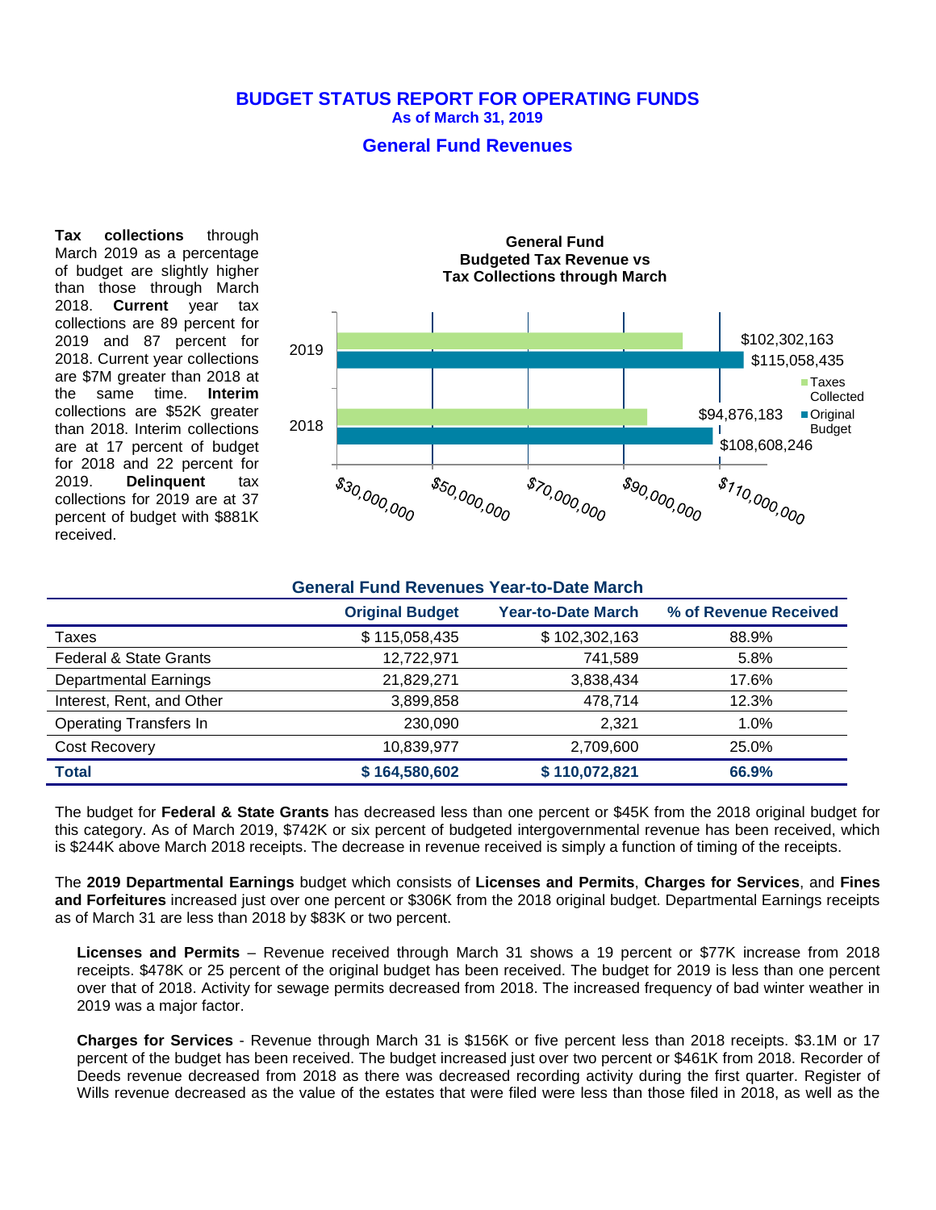# BUDGET STATUS REPORT FOR OPERATING FUNDS

**As of March 31, 2019**

## General Fund Revenues

**Tax collections** through March 2019 as a percentage of budget are slightly higher than those through March 2018. **Current** year tax collections are 89 percent for 2019 and 87 percent for 2018. Current year collections are $7M greater than 2018 at the same time. **Interim** collections are $52K greater than 2018. Interim collections are at 17 percent of budget for 2018 and 22 percent for 2019. **Delinquent** tax collections for 2019 are at 37 percent of budget with $881K received.

**General Fund Budgeted Tax Revenue vs Tax Collections through March**

| Year | Taxes Collected | Original Budget |
|---|---|---|
| 2019 | $102,302,163 | $115,058,435 |
| 2018 | $94,876,183 | $108,608,246 |

### General Fund Revenues Year-to-Date March

| | Original Budget | Year-to-Date March | % of Revenue Received |
|---|---|---|---|
| Taxes | $ 115,058,435 | $ 102,302,163 | 88.9% |
| Federal & State Grants | 12,722,971 | 741,589 | 5.8% |
| Departmental Earnings | 21,829,271 | 3,838,434 | 17.6% |
| Interest, Rent, and Other | 3,899,858 | 478,714 | 12.3% |
| Operating Transfers In | 230,090 | 2,321 | 1.0% |
| Cost Recovery | 10,839,977 | 2,709,600 | 25.0% |
| **Total** | **$ 164,580,602** | **$ 110,072,821** | **66.9%** |

The budget for **Federal & State Grants** has decreased less than one percent or $45K from the 2018 original budget for this category. As of March 2019, $742K or six percent of budgeted intergovernmental revenue has been received, which is $244K above March 2018 receipts. The decrease in revenue received is simply a function of timing of the receipts.

The **2019 Departmental Earnings** budget which consists of **Licenses and Permits**, **Charges for Services**, and **Fines and Forfeitures** increased just over one percent or $306K from the 2018 original budget. Departmental Earnings receipts as of March 31 are less than 2018 by $83K or two percent.

**Licenses and Permits** – Revenue received through March 31 shows a 19 percent or $77K increase from 2018 receipts. $478K or 25 percent of the original budget has been received. The budget for 2019 is less than one percent over that of 2018. Activity for sewage permits decreased from 2018. The increased frequency of bad winter weather in 2019 was a major factor.

**Charges for Services** - Revenue through March 31 is $156K or five percent less than 2018 receipts. $3.1M or 17 percent of the budget has been received. The budget increased just over two percent or $461K from 2018. Recorder of Deeds revenue decreased from 2018 as there was decreased recording activity during the first quarter. Register of Wills revenue decreased as the value of the estates that were filed were less than those filed in 2018, as well as the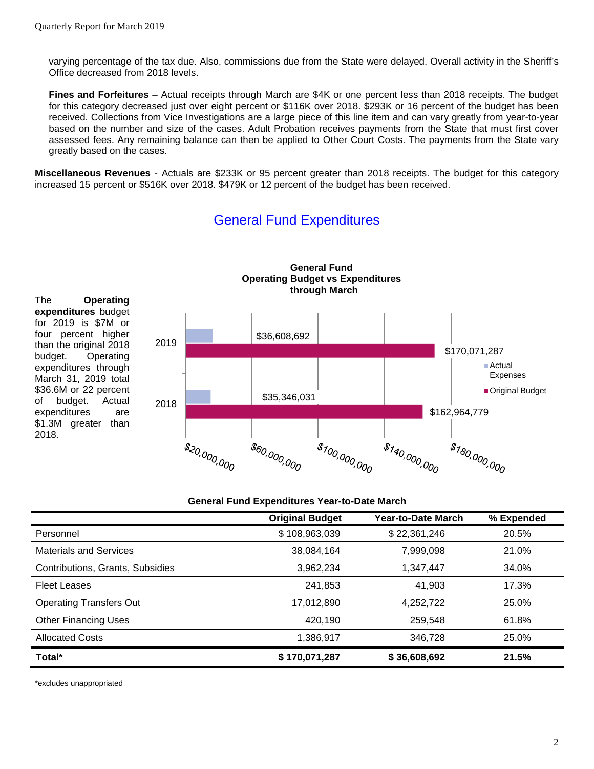varying percentage of the tax due. Also, commissions due from the State were delayed. Overall activity in the Sheriff's Office decreased from 2018 levels.

**Fines and Forfeitures** – Actual receipts through March are $4K or one percent less than 2018 receipts. The budget for this category decreased just over eight percent or $116K over 2018. $293K or 16 percent of the budget has been received. Collections from Vice Investigations are a large piece of this line item and can vary greatly from year-to-year based on the number and size of the cases. Adult Probation receives payments from the State that must first cover assessed fees. Any remaining balance can then be applied to Other Court Costs. The payments from the State vary greatly based on the cases.

**Miscellaneous Revenues** - Actuals are $233K or 95 percent greater than 2018 receipts. The budget for this category increased 15 percent or $516K over 2018. $479K or 12 percent of the budget has been received.

## General Fund Expenditures

The **Operating expenditures** budget for 2019 is $7M or four percent higher than the original 2018 budget. Operating expenditures through March 31, 2019 total $36.6M or 22 percent of budget. Actual expenditures are $1.3M greater than 2018.

**General Fund Operating Budget vs Expenditures through March**

| Year | Actual Expenses | Original Budget |
|---|---|---|
| 2019 | $36,608,692 | $170,071,287 |
| 2018 | $35,346,031 | $162,964,779 |

**General Fund Expenditures Year-to-Date March**

| | Original Budget | Year-to-Date March | % Expended |
|---|---|---|---|
| Personnel | $ 108,963,039 | $ 22,361,246 | 20.5% |
| Materials and Services | 38,084,164 | 7,999,098 | 21.0% |
| Contributions, Grants, Subsidies | 3,962,234 | 1,347,447 | 34.0% |
| Fleet Leases | 241,853 | 41,903 | 17.3% |
| Operating Transfers Out | 17,012,890 | 4,252,722 | 25.0% |
| Other Financing Uses | 420,190 | 259,548 | 61.8% |
| Allocated Costs | 1,386,917 | 346,728 | 25.0% |
| **Total*** | **$ 170,071,287** | **$ 36,608,692** | **21.5%** |

*excludes unappropriated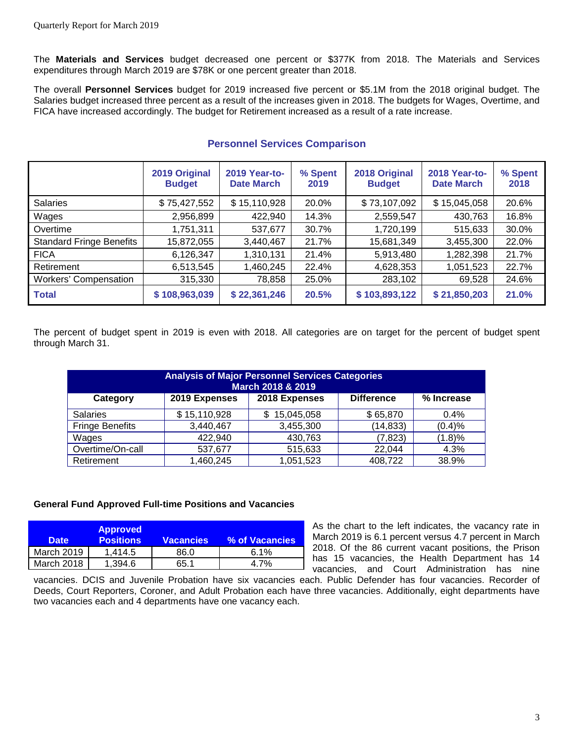The **Materials and Services** budget decreased one percent or $377K from 2018. The Materials and Services expenditures through March 2019 are $78K or one percent greater than 2018.

The overall **Personnel Services** budget for 2019 increased five percent or $5.1M from the 2018 original budget. The Salaries budget increased three percent as a result of the increases given in 2018. The budgets for Wages, Overtime, and FICA have increased accordingly. The budget for Retirement increased as a result of a rate increase.

### Personnel Services Comparison

| | 2019 Original Budget | 2019 Year-to-Date March | % Spent 2019 | 2018 Original Budget | 2018 Year-to-Date March | % Spent 2018 |
|---|---|---|---|---|---|---|
| Salaries | $ 75,427,552 | $ 15,110,928 | 20.0% | $ 73,107,092 | $ 15,045,058 | 20.6% |
| Wages | 2,956,899 | 422,940 | 14.3% | 2,559,547 | 430,763 | 16.8% |
| Overtime | 1,751,311 | 537,677 | 30.7% | 1,720,199 | 515,633 | 30.0% |
| Standard Fringe Benefits | 15,872,055 | 3,440,467 | 21.7% | 15,681,349 | 3,455,300 | 22.0% |
| FICA | 6,126,347 | 1,310,131 | 21.4% | 5,913,480 | 1,282,398 | 21.7% |
| Retirement | 6,513,545 | 1,460,245 | 22.4% | 4,628,353 | 1,051,523 | 22.7% |
| Workers' Compensation | 315,330 | 78,858 | 25.0% | 283,102 | 69,528 | 24.6% |
| **Total** | **$ 108,963,039** | **$ 22,361,246** | **20.5%** | **$ 103,893,122** | **$ 21,850,203** | **21.0%** |

The percent of budget spent in 2019 is even with 2018. All categories are on target for the percent of budget spent through March 31.

| Analysis of Major Personnel Services Categories March 2018 & 2019 | | | | |
|---|---|---|---|---|
| **Category** | **2019 Expenses** | **2018 Expenses** | **Difference** | **% Increase** |
| Salaries | $ 15,110,928 | $ 15,045,058 | $ 65,870 | 0.4% |
| Fringe Benefits | 3,440,467 | 3,455,300 | (14,833) | (0.4)% |
| Wages | 422,940 | 430,763 | (7,823) | (1.8)% |
| Overtime/On-call | 537,677 | 515,633 | 22,044 | 4.3% |
| Retirement | 1,460,245 | 1,051,523 | 408,722 | 38.9% |

**General Fund Approved Full-time Positions and Vacancies**

| Date | Approved Positions | Vacancies | % of Vacancies |
|---|---|---|---|
| March 2019 | 1,414.5 | 86.0 | 6.1% |
| March 2018 | 1,394.6 | 65.1 | 4.7% |

As the chart to the left indicates, the vacancy rate in March 2019 is 6.1 percent versus 4.7 percent in March 2018. Of the 86 current vacant positions, the Prison has 15 vacancies, the Health Department has 14 vacancies, and Court Administration has nine vacancies. DCIS and Juvenile Probation have six vacancies each. Public Defender has four vacancies. Recorder of Deeds, Court Reporters, Coroner, and Adult Probation each have three vacancies. Additionally, eight departments have two vacancies each and 4 departments have one vacancy each.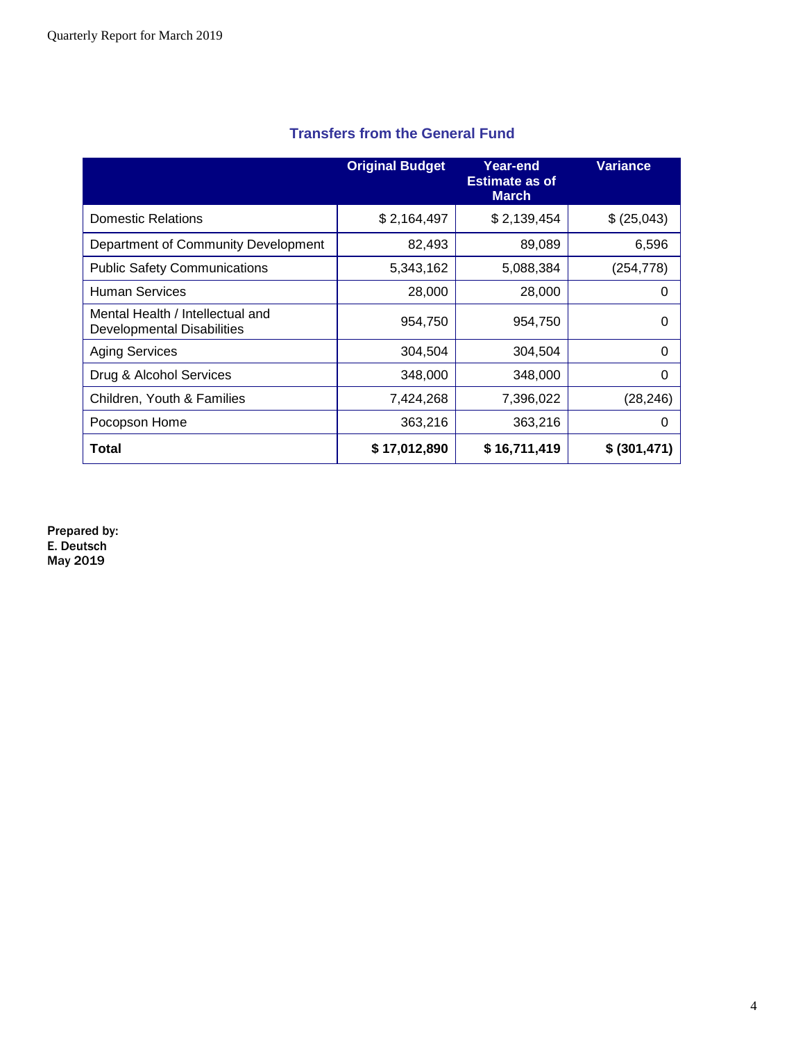## Transfers from the General Fund

| | Original Budget | Year-end Estimate as of March | Variance |
|---|---|---|---|
| Domestic Relations | $ 2,164,497 | $ 2,139,454 | $ (25,043) |
| Department of Community Development | 82,493 | 89,089 | 6,596 |
| Public Safety Communications | 5,343,162 | 5,088,384 | (254,778) |
| Human Services | 28,000 | 28,000 | 0 |
| Mental Health / Intellectual and Developmental Disabilities | 954,750 | 954,750 | 0 |
| Aging Services | 304,504 | 304,504 | 0 |
| Drug & Alcohol Services | 348,000 | 348,000 | 0 |
| Children, Youth & Families | 7,424,268 | 7,396,022 | (28,246) |
| Pocopson Home | 363,216 | 363,216 | 0 |
| **Total** | **$ 17,012,890** | **$ 16,711,419** | **$ (301,471)** |

**Prepared by:**
**E. Deutsch**
**May 2019**